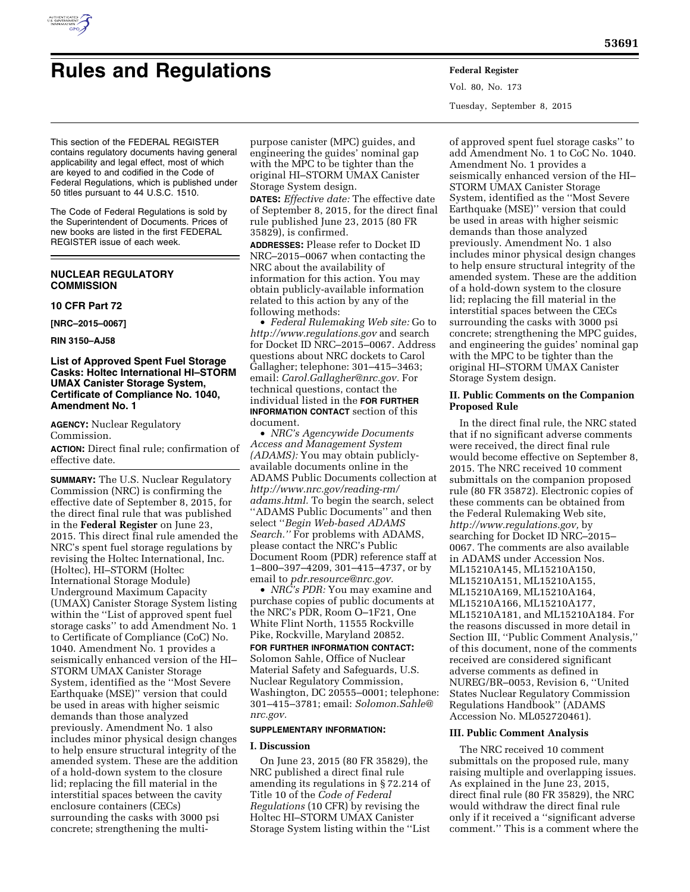# Rules and Regulations

This section of the FEDERAL REGISTER contains regulatory documents having general applicability and legal effect, most of which are keyed to and codified in the Code of Federal Regulations, which is published under 50 titles pursuant to 44 U.S.C. 1510.

The Code of Federal Regulations is sold by the Superintendent of Documents. Prices of new books are listed in the first FEDERAL REGISTER issue of each week.

## NUCLEAR REGULATORY COMMISSION

### 10 CFR Part 72

**[NRC–2015–0067]**

**RIN 3150–AJ58**

### List of Approved Spent Fuel Storage Casks: Holtec International HI–STORM UMAX Canister Storage System, Certificate of Compliance No. 1040, Amendment No. 1

**AGENCY:** Nuclear Regulatory Commission.

**ACTION:** Direct final rule; confirmation of effective date.

**SUMMARY:** The U.S. Nuclear Regulatory Commission (NRC) is confirming the effective date of September 8, 2015, for the direct final rule that was published in the **Federal Register** on June 23, 2015. This direct final rule amended the NRC's spent fuel storage regulations by revising the Holtec International, Inc. (Holtec), HI–STORM (Holtec International Storage Module) Underground Maximum Capacity (UMAX) Canister Storage System listing within the ''List of approved spent fuel storage casks'' to add Amendment No. 1 to Certificate of Compliance (CoC) No. 1040. Amendment No. 1 provides a seismically enhanced version of the HI–STORM UMAX Canister Storage System, identified as the ''Most Severe Earthquake (MSE)'' version that could be used in areas with higher seismic demands than those analyzed previously. Amendment No. 1 also includes minor physical design changes to help ensure structural integrity of the amended system. These are the addition of a hold-down system to the closure lid; replacing the fill material in the interstitial spaces between the cavity enclosure containers (CECs) surrounding the casks with 3000 psi concrete; strengthening the multi-purpose canister (MPC) guides, and engineering the guides' nominal gap with the MPC to be tighter than the original HI–STORM UMAX Canister Storage System design.

**DATES:** *Effective date:* The effective date of September 8, 2015, for the direct final rule published June 23, 2015 (80 FR 35829), is confirmed.

**ADDRESSES:** Please refer to Docket ID NRC–2015–0067 when contacting the NRC about the availability of information for this action. You may obtain publicly-available information related to this action by any of the following methods:

- *Federal Rulemaking Web site:* Go to *http://www.regulations.gov* and search for Docket ID NRC–2015–0067. Address questions about NRC dockets to Carol Gallagher; telephone: 301–415–3463; email: *Carol.Gallagher@nrc.gov.* For technical questions, contact the individual listed in the **FOR FURTHER INFORMATION CONTACT** section of this document.
- *NRC's Agencywide Documents Access and Management System (ADAMS):* You may obtain publicly-available documents online in the ADAMS Public Documents collection at *http://www.nrc.gov/reading-rm/adams.html.* To begin the search, select ''ADAMS Public Documents'' and then select ''*Begin Web-based ADAMS Search.''* For problems with ADAMS, please contact the NRC's Public Document Room (PDR) reference staff at 1–800–397–4209, 301–415–4737, or by email to *pdr.resource@nrc.gov.*
- *NRC's PDR:* You may examine and purchase copies of public documents at the NRC's PDR, Room O–1F21, One White Flint North, 11555 Rockville Pike, Rockville, Maryland 20852.

**FOR FURTHER INFORMATION CONTACT:** Solomon Sahle, Office of Nuclear Material Safety and Safeguards, U.S. Nuclear Regulatory Commission, Washington, DC 20555–0001; telephone: 301–415–3781; email: *Solomon.Sahle@nrc.gov.*

**SUPPLEMENTARY INFORMATION:**

#### I. Discussion

On June 23, 2015 (80 FR 35829), the NRC published a direct final rule amending its regulations in § 72.214 of Title 10 of the *Code of Federal Regulations* (10 CFR) by revising the Holtec HI–STORM UMAX Canister Storage System listing within the ''List of approved spent fuel storage casks'' to add Amendment No. 1 to CoC No. 1040. Amendment No. 1 provides a seismically enhanced version of the HI–STORM UMAX Canister Storage System, identified as the ''Most Severe Earthquake (MSE)'' version that could be used in areas with higher seismic demands than those analyzed previously. Amendment No. 1 also includes minor physical design changes to help ensure structural integrity of the amended system. These are the addition of a hold-down system to the closure lid; replacing the fill material in the interstitial spaces between the CECs surrounding the casks with 3000 psi concrete; strengthening the MPC guides, and engineering the guides' nominal gap with the MPC to be tighter than the original HI–STORM UMAX Canister Storage System design.

#### II. Public Comments on the Companion Proposed Rule

In the direct final rule, the NRC stated that if no significant adverse comments were received, the direct final rule would become effective on September 8, 2015. The NRC received 10 comment submittals on the companion proposed rule (80 FR 35872). Electronic copies of these comments can be obtained from the Federal Rulemaking Web site, *http://www.regulations.gov,* by searching for Docket ID NRC–2015–0067. The comments are also available in ADAMS under Accession Nos. ML15210A145, ML15210A150, ML15210A151, ML15210A155, ML15210A169, ML15210A164, ML15210A166, ML15210A177, ML15210A181, and ML15210A184. For the reasons discussed in more detail in Section III, ''Public Comment Analysis,'' of this document, none of the comments received are considered significant adverse comments as defined in NUREG/BR–0053, Revision 6, ''United States Nuclear Regulatory Commission Regulations Handbook'' (ADAMS Accession No. ML052720461).

#### III. Public Comment Analysis

The NRC received 10 comment submittals on the proposed rule, many raising multiple and overlapping issues. As explained in the June 23, 2015, direct final rule (80 FR 35829), the NRC would withdraw the direct final rule only if it received a ''significant adverse comment.'' This is a comment where the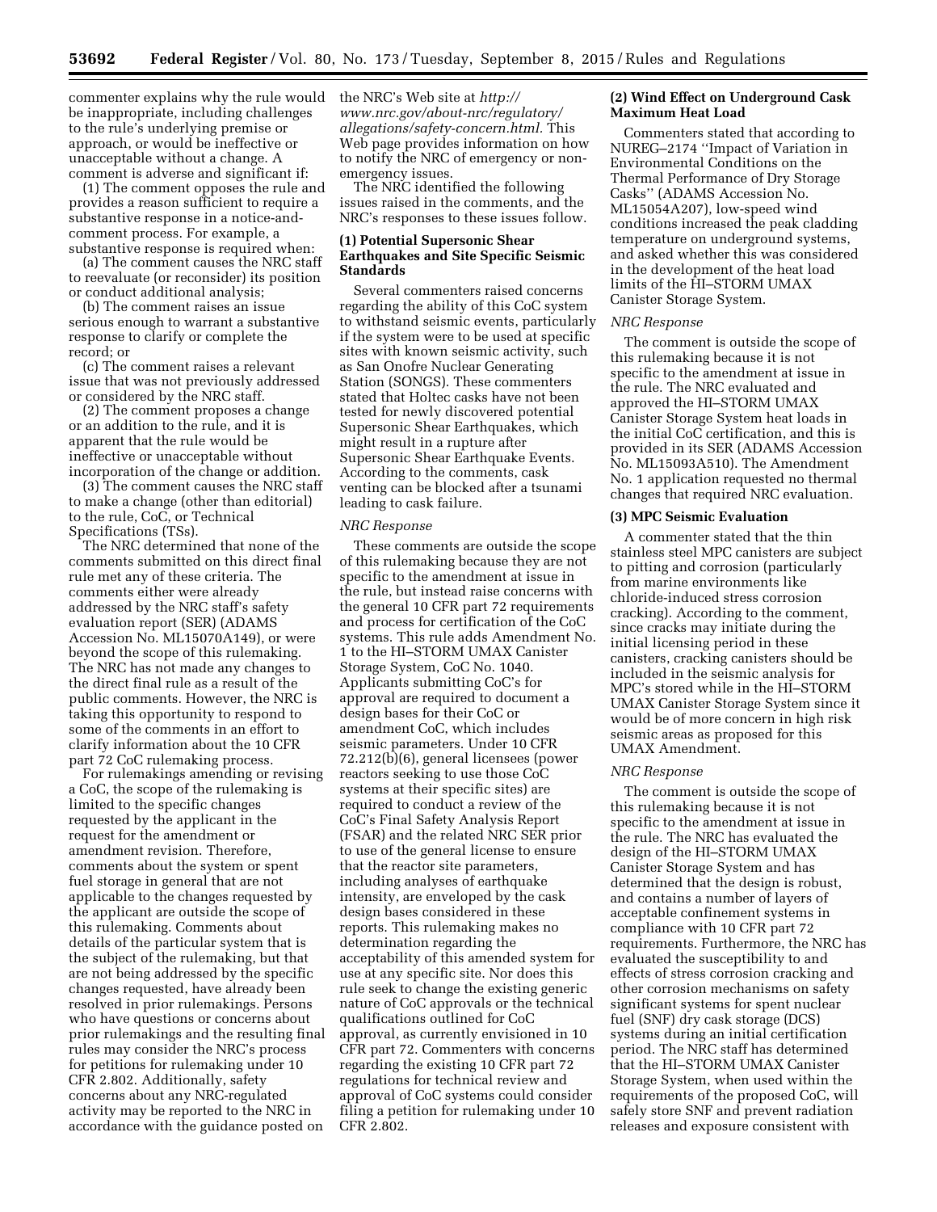commenter explains why the rule would be inappropriate, including challenges to the rule's underlying premise or approach, or would be ineffective or unacceptable without a change. A comment is adverse and significant if:

(1) The comment opposes the rule and provides a reason sufficient to require a substantive response in a notice-and-comment process. For example, a substantive response is required when:

(a) The comment causes the NRC staff to reevaluate (or reconsider) its position or conduct additional analysis;

(b) The comment raises an issue serious enough to warrant a substantive response to clarify or complete the record; or

(c) The comment raises a relevant issue that was not previously addressed or considered by the NRC staff.

(2) The comment proposes a change or an addition to the rule, and it is apparent that the rule would be ineffective or unacceptable without incorporation of the change or addition.

(3) The comment causes the NRC staff to make a change (other than editorial) to the rule, CoC, or Technical Specifications (TSs).

The NRC determined that none of the comments submitted on this direct final rule met any of these criteria. The comments either were already addressed by the NRC staff's safety evaluation report (SER) (ADAMS Accession No. ML15070A149), or were beyond the scope of this rulemaking. The NRC has not made any changes to the direct final rule as a result of the public comments. However, the NRC is taking this opportunity to respond to some of the comments in an effort to clarify information about the 10 CFR part 72 CoC rulemaking process.

For rulemakings amending or revising a CoC, the scope of the rulemaking is limited to the specific changes requested by the applicant in the request for the amendment or amendment revision. Therefore, comments about the system or spent fuel storage in general that are not applicable to the changes requested by the applicant are outside the scope of this rulemaking. Comments about details of the particular system that is the subject of the rulemaking, but that are not being addressed by the specific changes requested, have already been resolved in prior rulemakings. Persons who have questions or concerns about prior rulemakings and the resulting final rules may consider the NRC's process for petitions for rulemaking under 10 CFR 2.802. Additionally, safety concerns about any NRC-regulated activity may be reported to the NRC in accordance with the guidance posted on the NRC's Web site at *http://www.nrc.gov/about-nrc/regulatory/allegations/safety-concern.html.* This Web page provides information on how to notify the NRC of emergency or non-emergency issues.

The NRC identified the following issues raised in the comments, and the NRC's responses to these issues follow.

**(1) Potential Supersonic Shear Earthquakes and Site Specific Seismic Standards**

Several commenters raised concerns regarding the ability of this CoC system to withstand seismic events, particularly if the system were to be used at specific sites with known seismic activity, such as San Onofre Nuclear Generating Station (SONGS). These commenters stated that Holtec casks have not been tested for newly discovered potential Supersonic Shear Earthquakes, which might result in a rupture after Supersonic Shear Earthquake Events. According to the comments, cask venting can be blocked after a tsunami leading to cask failure.

*NRC Response*

These comments are outside the scope of this rulemaking because they are not specific to the amendment at issue in the rule, but instead raise concerns with the general 10 CFR part 72 requirements and process for certification of the CoC systems. This rule adds Amendment No. 1 to the HI–STORM UMAX Canister Storage System, CoC No. 1040. Applicants submitting CoC's for approval are required to document a design bases for their CoC or amendment CoC, which includes seismic parameters. Under 10 CFR 72.212(b)(6), general licensees (power reactors seeking to use those CoC systems at their specific sites) are required to conduct a review of the CoC's Final Safety Analysis Report (FSAR) and the related NRC SER prior to use of the general license to ensure that the reactor site parameters, including analyses of earthquake intensity, are enveloped by the cask design bases considered in these reports. This rulemaking makes no determination regarding the acceptability of this amended system for use at any specific site. Nor does this rule seek to change the existing generic nature of CoC approvals or the technical qualifications outlined for CoC approval, as currently envisioned in 10 CFR part 72. Commenters with concerns regarding the existing 10 CFR part 72 regulations for technical review and approval of CoC systems could consider filing a petition for rulemaking under 10 CFR 2.802.

**(2) Wind Effect on Underground Cask Maximum Heat Load**

Commenters stated that according to NUREG–2174 ''Impact of Variation in Environmental Conditions on the Thermal Performance of Dry Storage Casks'' (ADAMS Accession No. ML15054A207), low-speed wind conditions increased the peak cladding temperature on underground systems, and asked whether this was considered in the development of the heat load limits of the HI–STORM UMAX Canister Storage System.

*NRC Response*

The comment is outside the scope of this rulemaking because it is not specific to the amendment at issue in the rule. The NRC evaluated and approved the HI–STORM UMAX Canister Storage System heat loads in the initial CoC certification, and this is provided in its SER (ADAMS Accession No. ML15093A510). The Amendment No. 1 application requested no thermal changes that required NRC evaluation.

**(3) MPC Seismic Evaluation**

A commenter stated that the thin stainless steel MPC canisters are subject to pitting and corrosion (particularly from marine environments like chloride-induced stress corrosion cracking). According to the comment, since cracks may initiate during the initial licensing period in these canisters, cracking canisters should be included in the seismic analysis for MPC's stored while in the HI–STORM UMAX Canister Storage System since it would be of more concern in high risk seismic areas as proposed for this UMAX Amendment.

*NRC Response*

The comment is outside the scope of this rulemaking because it is not specific to the amendment at issue in the rule. The NRC has evaluated the design of the HI–STORM UMAX Canister Storage System and has determined that the design is robust, and contains a number of layers of acceptable confinement systems in compliance with 10 CFR part 72 requirements. Furthermore, the NRC has evaluated the susceptibility to and effects of stress corrosion cracking and other corrosion mechanisms on safety significant systems for spent nuclear fuel (SNF) dry cask storage (DCS) systems during an initial certification period. The NRC staff has determined that the HI–STORM UMAX Canister Storage System, when used within the requirements of the proposed CoC, will safely store SNF and prevent radiation releases and exposure consistent with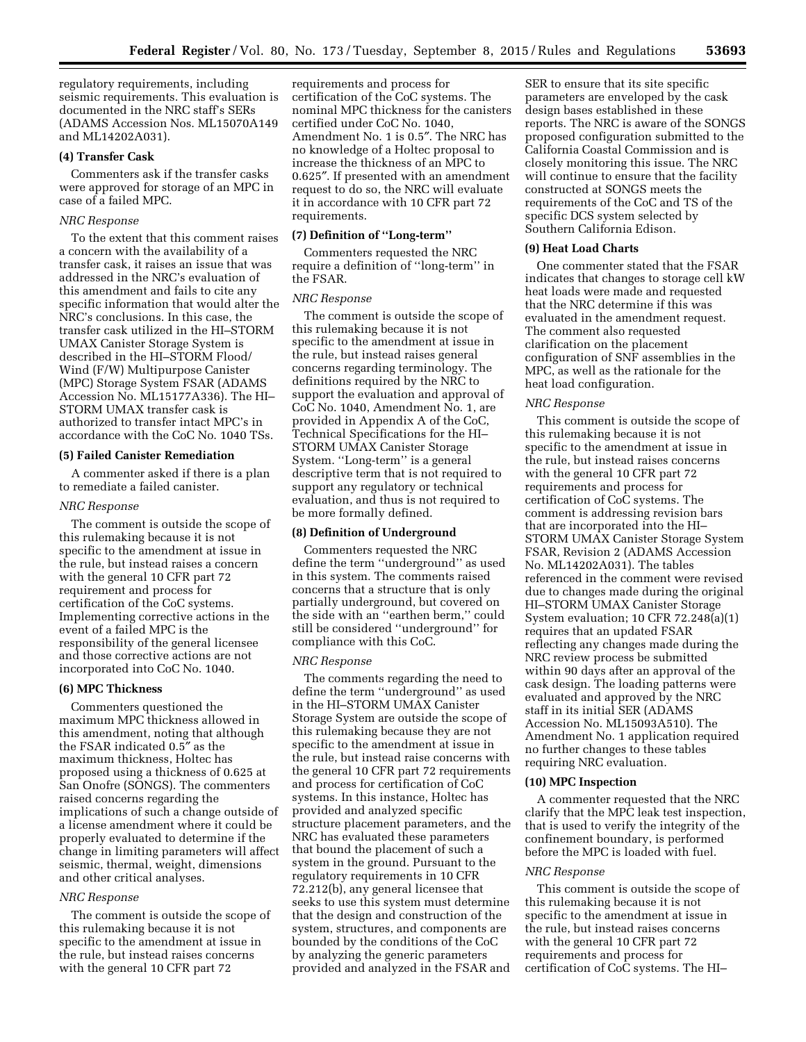regulatory requirements, including seismic requirements. This evaluation is documented in the NRC staff's SERs (ADAMS Accession Nos. ML15070A149 and ML14202A031).

**(4) Transfer Cask**

Commenters ask if the transfer casks were approved for storage of an MPC in case of a failed MPC.

*NRC Response*

To the extent that this comment raises a concern with the availability of a transfer cask, it raises an issue that was addressed in the NRC's evaluation of this amendment and fails to cite any specific information that would alter the NRC's conclusions. In this case, the transfer cask utilized in the HI–STORM UMAX Canister Storage System is described in the HI–STORM Flood/Wind (F/W) Multipurpose Canister (MPC) Storage System FSAR (ADAMS Accession No. ML15177A336). The HI–STORM UMAX transfer cask is authorized to transfer intact MPC's in accordance with the CoC No. 1040 TSs.

**(5) Failed Canister Remediation**

A commenter asked if there is a plan to remediate a failed canister.

*NRC Response*

The comment is outside the scope of this rulemaking because it is not specific to the amendment at issue in the rule, but instead raises a concern with the general 10 CFR part 72 requirement and process for certification of the CoC systems. Implementing corrective actions in the event of a failed MPC is the responsibility of the general licensee and those corrective actions are not incorporated into CoC No. 1040.

**(6) MPC Thickness**

Commenters questioned the maximum MPC thickness allowed in this amendment, noting that although the FSAR indicated 0.5″ as the maximum thickness, Holtec has proposed using a thickness of 0.625 at San Onofre (SONGS). The commenters raised concerns regarding the implications of such a change outside of a license amendment where it could be properly evaluated to determine if the change in limiting parameters will affect seismic, thermal, weight, dimensions and other critical analyses.

*NRC Response*

The comment is outside the scope of this rulemaking because it is not specific to the amendment at issue in the rule, but instead raises concerns with the general 10 CFR part 72 requirements and process for certification of the CoC systems. The nominal MPC thickness for the canisters certified under CoC No. 1040, Amendment No. 1 is 0.5″. The NRC has no knowledge of a Holtec proposal to increase the thickness of an MPC to 0.625″. If presented with an amendment request to do so, the NRC will evaluate it in accordance with 10 CFR part 72 requirements.

**(7) Definition of ''Long-term''**

Commenters requested the NRC require a definition of ''long-term'' in the FSAR.

*NRC Response*

The comment is outside the scope of this rulemaking because it is not specific to the amendment at issue in the rule, but instead raises general concerns regarding terminology. The definitions required by the NRC to support the evaluation and approval of CoC No. 1040, Amendment No. 1, are provided in Appendix A of the CoC, Technical Specifications for the HI–STORM UMAX Canister Storage System. ''Long-term'' is a general descriptive term that is not required to support any regulatory or technical evaluation, and thus is not required to be more formally defined.

**(8) Definition of Underground**

Commenters requested the NRC define the term ''underground'' as used in this system. The comments raised concerns that a structure that is only partially underground, but covered on the side with an ''earthen berm,'' could still be considered ''underground'' for compliance with this CoC.

*NRC Response*

The comments regarding the need to define the term ''underground'' as used in the HI–STORM UMAX Canister Storage System are outside the scope of this rulemaking because they are not specific to the amendment at issue in the rule, but instead raise concerns with the general 10 CFR part 72 requirements and process for certification of CoC systems. In this instance, Holtec has provided and analyzed specific structure placement parameters, and the NRC has evaluated these parameters that bound the placement of such a system in the ground. Pursuant to the regulatory requirements in 10 CFR 72.212(b), any general licensee that seeks to use this system must determine that the design and construction of the system, structures, and components are bounded by the conditions of the CoC by analyzing the generic parameters provided and analyzed in the FSAR and SER to ensure that its site specific parameters are enveloped by the cask design bases established in these reports. The NRC is aware of the SONGS proposed configuration submitted to the California Coastal Commission and is closely monitoring this issue. The NRC will continue to ensure that the facility constructed at SONGS meets the requirements of the CoC and TS of the specific DCS system selected by Southern California Edison.

**(9) Heat Load Charts**

One commenter stated that the FSAR indicates that changes to storage cell kW heat loads were made and requested that the NRC determine if this was evaluated in the amendment request. The comment also requested clarification on the placement configuration of SNF assemblies in the MPC, as well as the rationale for the heat load configuration.

*NRC Response*

This comment is outside the scope of this rulemaking because it is not specific to the amendment at issue in the rule, but instead raises concerns with the general 10 CFR part 72 requirements and process for certification of CoC systems. The comment is addressing revision bars that are incorporated into the HI–STORM UMAX Canister Storage System FSAR, Revision 2 (ADAMS Accession No. ML14202A031). The tables referenced in the comment were revised due to changes made during the original HI–STORM UMAX Canister Storage System evaluation; 10 CFR 72.248(a)(1) requires that an updated FSAR reflecting any changes made during the NRC review process be submitted within 90 days after an approval of the cask design. The loading patterns were evaluated and approved by the NRC staff in its initial SER (ADAMS Accession No. ML15093A510). The Amendment No. 1 application required no further changes to these tables requiring NRC evaluation.

**(10) MPC Inspection**

A commenter requested that the NRC clarify that the MPC leak test inspection, that is used to verify the integrity of the confinement boundary, is performed before the MPC is loaded with fuel.

*NRC Response*

This comment is outside the scope of this rulemaking because it is not specific to the amendment at issue in the rule, but instead raises concerns with the general 10 CFR part 72 requirements and process for certification of CoC systems. The HI–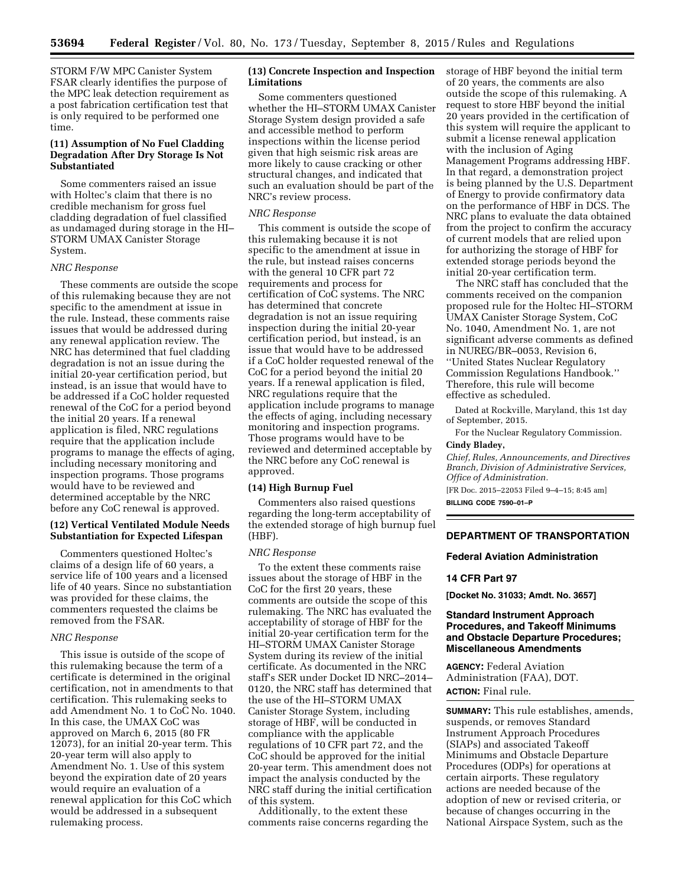STORM F/W MPC Canister System FSAR clearly identifies the purpose of the MPC leak detection requirement as a post fabrication certification test that is only required to be performed one time.

**(11) Assumption of No Fuel Cladding Degradation After Dry Storage Is Not Substantiated**

Some commenters raised an issue with Holtec's claim that there is no credible mechanism for gross fuel cladding degradation of fuel classified as undamaged during storage in the HI–STORM UMAX Canister Storage System.

*NRC Response*

These comments are outside the scope of this rulemaking because they are not specific to the amendment at issue in the rule. Instead, these comments raise issues that would be addressed during any renewal application review. The NRC has determined that fuel cladding degradation is not an issue during the initial 20-year certification period, but instead, is an issue that would have to be addressed if a CoC holder requested renewal of the CoC for a period beyond the initial 20 years. If a renewal application is filed, NRC regulations require that the application include programs to manage the effects of aging, including necessary monitoring and inspection programs. Those programs would have to be reviewed and determined acceptable by the NRC before any CoC renewal is approved.

**(12) Vertical Ventilated Module Needs Substantiation for Expected Lifespan**

Commenters questioned Holtec's claims of a design life of 60 years, a service life of 100 years and a licensed life of 40 years. Since no substantiation was provided for these claims, the commenters requested the claims be removed from the FSAR.

*NRC Response*

This issue is outside of the scope of this rulemaking because the term of a certificate is determined in the original certification, not in amendments to that certification. This rulemaking seeks to add Amendment No. 1 to CoC No. 1040. In this case, the UMAX CoC was approved on March 6, 2015 (80 FR 12073), for an initial 20-year term. This 20-year term will also apply to Amendment No. 1. Use of this system beyond the expiration date of 20 years would require an evaluation of a renewal application for this CoC which would be addressed in a subsequent rulemaking process.

**(13) Concrete Inspection and Inspection Limitations**

Some commenters questioned whether the HI–STORM UMAX Canister Storage System design provided a safe and accessible method to perform inspections within the license period given that high seismic risk areas are more likely to cause cracking or other structural changes, and indicated that such an evaluation should be part of the NRC's review process.

*NRC Response*

This comment is outside the scope of this rulemaking because it is not specific to the amendment at issue in the rule, but instead raises concerns with the general 10 CFR part 72 requirements and process for certification of CoC systems. The NRC has determined that concrete degradation is not an issue requiring inspection during the initial 20-year certification period, but instead, is an issue that would have to be addressed if a CoC holder requested renewal of the CoC for a period beyond the initial 20 years. If a renewal application is filed, NRC regulations require that the application include programs to manage the effects of aging, including necessary monitoring and inspection programs. Those programs would have to be reviewed and determined acceptable by the NRC before any CoC renewal is approved.

**(14) High Burnup Fuel**

Commenters also raised questions regarding the long-term acceptability of the extended storage of high burnup fuel (HBF).

*NRC Response*

To the extent these comments raise issues about the storage of HBF in the CoC for the first 20 years, these comments are outside the scope of this rulemaking. The NRC has evaluated the acceptability of storage of HBF for the initial 20-year certification term for the HI–STORM UMAX Canister Storage System during its review of the initial certificate. As documented in the NRC staff's SER under Docket ID NRC–2014–0120, the NRC staff has determined that the use of the HI–STORM UMAX Canister Storage System, including storage of HBF, will be conducted in compliance with the applicable regulations of 10 CFR part 72, and the CoC should be approved for the initial 20-year term. This amendment does not impact the analysis conducted by the NRC staff during the initial certification of this system.

Additionally, to the extent these comments raise concerns regarding the storage of HBF beyond the initial term of 20 years, the comments are also outside the scope of this rulemaking. A request to store HBF beyond the initial 20 years provided in the certification of this system will require the applicant to submit a license renewal application with the inclusion of Aging Management Programs addressing HBF. In that regard, a demonstration project is being planned by the U.S. Department of Energy to provide confirmatory data on the performance of HBF in DCS. The NRC plans to evaluate the data obtained from the project to confirm the accuracy of current models that are relied upon for authorizing the storage of HBF for extended storage periods beyond the initial 20-year certification term.

The NRC staff has concluded that the comments received on the companion proposed rule for the Holtec HI–STORM UMAX Canister Storage System, CoC No. 1040, Amendment No. 1, are not significant adverse comments as defined in NUREG/BR–0053, Revision 6, ''United States Nuclear Regulatory Commission Regulations Handbook.'' Therefore, this rule will become effective as scheduled.

Dated at Rockville, Maryland, this 1st day of September, 2015.

For the Nuclear Regulatory Commission.

**Cindy Bladey,**

*Chief, Rules, Announcements, and Directives Branch, Division of Administrative Services, Office of Administration.*

[FR Doc. 2015–22053 Filed 9–4–15; 8:45 am]

**BILLING CODE 7590–01–P**

---

## DEPARTMENT OF TRANSPORTATION

### Federal Aviation Administration

### 14 CFR Part 97

**[Docket No. 31033; Amdt. No. 3657]**

### Standard Instrument Approach Procedures, and Takeoff Minimums and Obstacle Departure Procedures; Miscellaneous Amendments

**AGENCY:** Federal Aviation Administration (FAA), DOT.

**ACTION:** Final rule.

**SUMMARY:** This rule establishes, amends, suspends, or removes Standard Instrument Approach Procedures (SIAPs) and associated Takeoff Minimums and Obstacle Departure Procedures (ODPs) for operations at certain airports. These regulatory actions are needed because of the adoption of new or revised criteria, or because of changes occurring in the National Airspace System, such as the